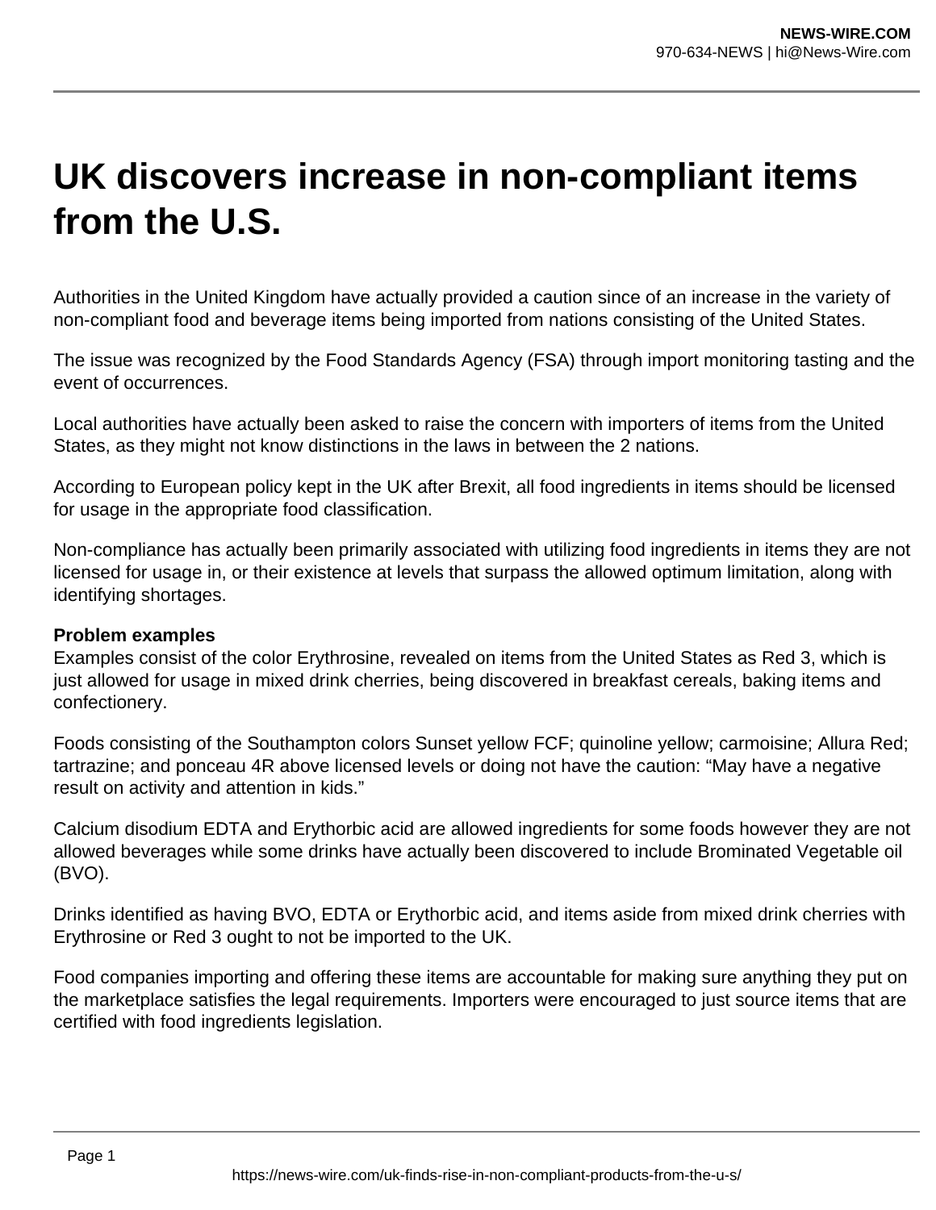# UK discovers increase in non-compliant items from the U.S.

Authorities in the United Kingdom have actually provided a caution since of an increase in the variety of non-compliant food and beverage items being imported from nations consisting of the United States.

The issue was recognized by the Food Standards Agency (FSA) through import monitoring tasting and the event of occurrences.

Local authorities have actually been asked to raise the concern with importers of items from the United States, as they might not know distinctions in the laws in between the 2 nations.

According to European policy kept in the UK after Brexit, all food ingredients in items should be licensed for usage in the appropriate food classification.

Non-compliance has actually been primarily associated with utilizing food ingredients in items they are not licensed for usage in, or their existence at levels that surpass the allowed optimum limitation, along with identifying shortages.

**Problem examples**

Examples consist of the color Erythrosine, revealed on items from the United States as Red 3, which is just allowed for usage in mixed drink cherries, being discovered in breakfast cereals, baking items and confectionery.

Foods consisting of the Southampton colors Sunset yellow FCF; quinoline yellow; carmoisine; Allura Red; tartrazine; and ponceau 4R above licensed levels or doing not have the caution: "May have a negative result on activity and attention in kids."

Calcium disodium EDTA and Erythorbic acid are allowed ingredients for some foods however they are not allowed beverages while some drinks have actually been discovered to include Brominated Vegetable oil (BVO).

Drinks identified as having BVO, EDTA or Erythorbic acid, and items aside from mixed drink cherries with Erythrosine or Red 3 ought to not be imported to the UK.

Food companies importing and offering these items are accountable for making sure anything they put on the marketplace satisfies the legal requirements. Importers were encouraged to just source items that are certified with food ingredients legislation.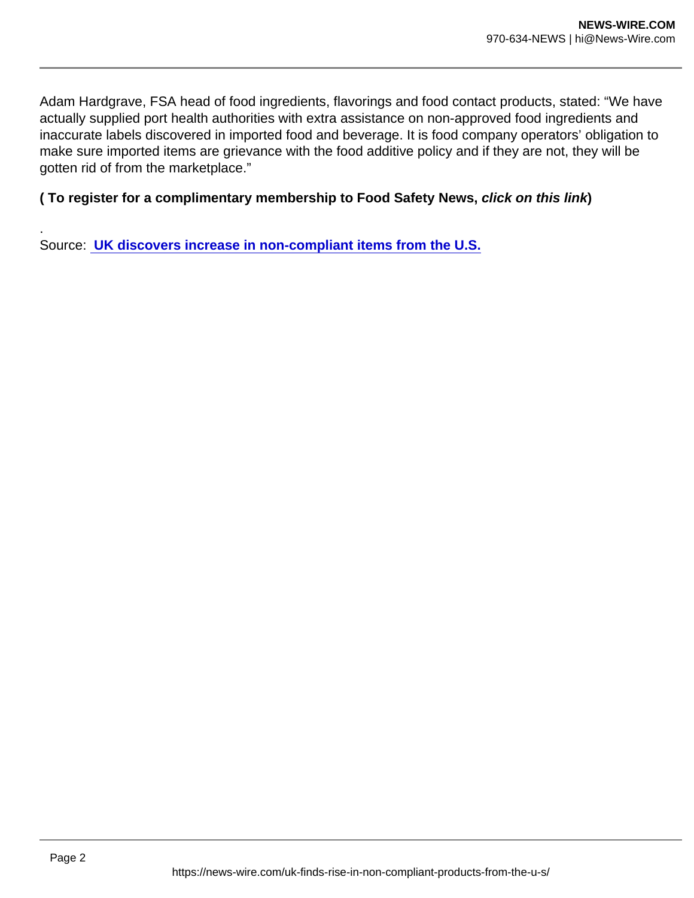Adam Hardgrave, FSA head of food ingredients, flavorings and food contact products, stated: "We have actually supplied port health authorities with extra assistance on non-approved food ingredients and inaccurate labels discovered in imported food and beverage. It is food company operators' obligation to make sure imported items are grievance with the food additive policy and if they are not, they will be gotten rid of from the marketplace."

**( To register for a complimentary membership to Food Safety News, *click on this link*)**

.
Source: **UK discovers increase in non-compliant items from the U.S.**